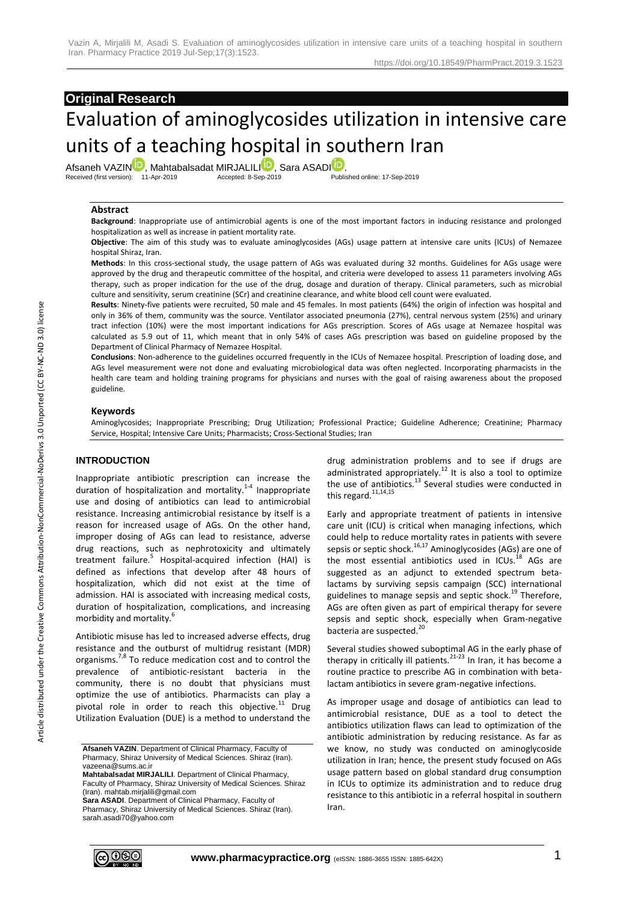**Original Research**

# Evaluation of aminoglycosides utilization in intensive care units of a teaching hospital in southern Iran

Afsaneh VAZIN, Mahtabalsadat MIRJALILI, Sara ASADI.

Received (first version): 11-Apr-2019 Accepted: 8-Sep-2019 Published online: 17-Sep-2019

### Abstract

**Background**: Inappropriate use of antimicrobial agents is one of the most important factors in inducing resistance and prolonged hospitalization as well as increase in patient mortality rate.

**Objective**: The aim of this study was to evaluate aminoglycosides (AGs) usage pattern at intensive care units (ICUs) of Nemazee hospital Shiraz, Iran.

**Methods**: In this cross-sectional study, the usage pattern of AGs was evaluated during 32 months. Guidelines for AGs usage were approved by the drug and therapeutic committee of the hospital, and criteria were developed to assess 11 parameters involving AGs therapy, such as proper indication for the use of the drug, dosage and duration of therapy. Clinical parameters, such as microbial culture and sensitivity, serum creatinine (SCr) and creatinine clearance, and white blood cell count were evaluated.

**Results**: Ninety-five patients were recruited, 50 male and 45 females. In most patients (64%) the origin of infection was hospital and only in 36% of them, community was the source. Ventilator associated pneumonia (27%), central nervous system (25%) and urinary tract infection (10%) were the most important indications for AGs prescription. Scores of AGs usage at Nemazee hospital was calculated as 5.9 out of 11, which meant that in only 54% of cases AGs prescription was based on guideline proposed by the Department of Clinical Pharmacy of Nemazee Hospital.

**Conclusions**: Non-adherence to the guidelines occurred frequently in the ICUs of Nemazee hospital. Prescription of loading dose, and AGs level measurement were not done and evaluating microbiological data was often neglected. Incorporating pharmacists in the health care team and holding training programs for physicians and nurses with the goal of raising awareness about the proposed guideline.

### Keywords

Aminoglycosides; Inappropriate Prescribing; Drug Utilization; Professional Practice; Guideline Adherence; Creatinine; Pharmacy Service, Hospital; Intensive Care Units; Pharmacists; Cross-Sectional Studies; Iran

## INTRODUCTION

Inappropriate antibiotic prescription can increase the duration of hospitalization and mortality.[1-4] Inappropriate use and dosing of antibiotics can lead to antimicrobial resistance. Increasing antimicrobial resistance by itself is a reason for increased usage of AGs. On the other hand, improper dosing of AGs can lead to resistance, adverse drug reactions, such as nephrotoxicity and ultimately treatment failure.[5] Hospital-acquired infection (HAI) is defined as infections that develop after 48 hours of hospitalization, which did not exist at the time of admission. HAI is associated with increasing medical costs, duration of hospitalization, complications, and increasing morbidity and mortality.[6]

Antibiotic misuse has led to increased adverse effects, drug resistance and the outburst of multidrug resistant (MDR) organisms.[7,8] To reduce medication cost and to control the prevalence of antibiotic-resistant bacteria in the community, there is no doubt that physicians must optimize the use of antibiotics. Pharmacists can play a pivotal role in order to reach this objective.[11] Drug Utilization Evaluation (DUE) is a method to understand the drug administration problems and to see if drugs are administrated appropriately.[12] It is also a tool to optimize the use of antibiotics.[13] Several studies were conducted in this regard.[11,14,15]

Early and appropriate treatment of patients in intensive care unit (ICU) is critical when managing infections, which could help to reduce mortality rates in patients with severe sepsis or septic shock.[16,17] Aminoglycosides (AGs) are one of the most essential antibiotics used in ICUs.[18] AGs are suggested as an adjunct to extended spectrum beta-lactams by surviving sepsis campaign (SCC) international guidelines to manage sepsis and septic shock.[19] Therefore, AGs are often given as part of empirical therapy for severe sepsis and septic shock, especially when Gram-negative bacteria are suspected.[20]

Several studies showed suboptimal AG in the early phase of therapy in critically ill patients.[21-23] In Iran, it has become a routine practice to prescribe AG in combination with beta-lactam antibiotics in severe gram-negative infections.

As improper usage and dosage of antibiotics can lead to antimicrobial resistance, DUE as a tool to detect the antibiotics utilization flaws can lead to optimization of the antibiotic administration by reducing resistance. As far as we know, no study was conducted on aminoglycoside utilization in Iran; hence, the present study focused on AGs usage pattern based on global standard drug consumption in ICUs to optimize its administration and to reduce drug resistance to this antibiotic in a referral hospital in southern Iran.

**Afsaneh VAZIN**. Department of Clinical Pharmacy, Faculty of Pharmacy, Shiraz University of Medical Sciences. Shiraz (Iran). vazeena@sums.ac.ir

**Mahtabalsadat MIRJALILI**. Department of Clinical Pharmacy, Faculty of Pharmacy, Shiraz University of Medical Sciences. Shiraz (Iran). mahtab.mirjalili@gmail.com

**Sara ASADI**. Department of Clinical Pharmacy, Faculty of Pharmacy, Shiraz University of Medical Sciences. Shiraz (Iran). sarah.asadi70@yahoo.com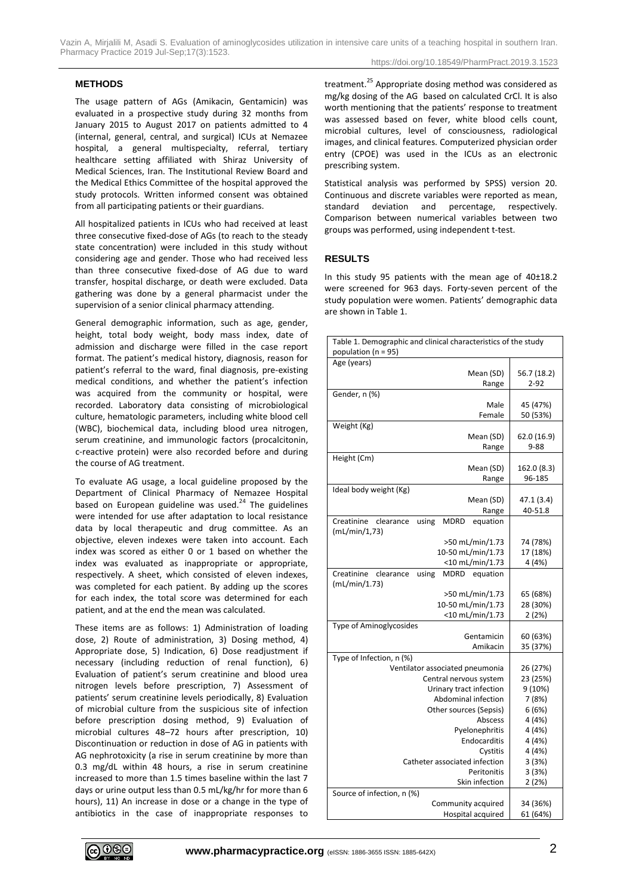## METHODS

The usage pattern of AGs (Amikacin, Gentamicin) was evaluated in a prospective study during 32 months from January 2015 to August 2017 on patients admitted to 4 (internal, general, central, and surgical) ICUs at Nemazee hospital, a general multispecialty, referral, tertiary healthcare setting affiliated with Shiraz University of Medical Sciences, Iran. The Institutional Review Board and the Medical Ethics Committee of the hospital approved the study protocols. Written informed consent was obtained from all participating patients or their guardians.

All hospitalized patients in ICUs who had received at least three consecutive fixed-dose of AGs (to reach to the steady state concentration) were included in this study without considering age and gender. Those who had received less than three consecutive fixed-dose of AG due to ward transfer, hospital discharge, or death were excluded. Data gathering was done by a general pharmacist under the supervision of a senior clinical pharmacy attending.

General demographic information, such as age, gender, height, total body weight, body mass index, date of admission and discharge were filled in the case report format. The patient's medical history, diagnosis, reason for patient's referral to the ward, final diagnosis, pre-existing medical conditions, and whether the patient's infection was acquired from the community or hospital, were recorded. Laboratory data consisting of microbiological culture, hematologic parameters, including white blood cell (WBC), biochemical data, including blood urea nitrogen, serum creatinine, and immunologic factors (procalcitonin, c-reactive protein) were also recorded before and during the course of AG treatment.

To evaluate AG usage, a local guideline proposed by the Department of Clinical Pharmacy of Nemazee Hospital based on European guideline was used.[24] The guidelines were intended for use after adaptation to local resistance data by local therapeutic and drug committee. As an objective, eleven indexes were taken into account. Each index was scored as either 0 or 1 based on whether the index was evaluated as inappropriate or appropriate, respectively. A sheet, which consisted of eleven indexes, was completed for each patient. By adding up the scores for each index, the total score was determined for each patient, and at the end the mean was calculated.

These items are as follows: 1) Administration of loading dose, 2) Route of administration, 3) Dosing method, 4) Appropriate dose, 5) Indication, 6) Dose readjustment if necessary (including reduction of renal function), 6) Evaluation of patient's serum creatinine and blood urea nitrogen levels before prescription, 7) Assessment of patients' serum creatinine levels periodically, 8) Evaluation of microbial culture from the suspicious site of infection before prescription dosing method, 9) Evaluation of microbial cultures 48–72 hours after prescription, 10) Discontinuation or reduction in dose of AG in patients with AG nephrotoxicity (a rise in serum creatinine by more than 0.3 mg/dL within 48 hours, a rise in serum creatinine increased to more than 1.5 times baseline within the last 7 days or urine output less than 0.5 mL/kg/hr for more than 6 hours), 11) An increase in dose or a change in the type of antibiotics in the case of inappropriate responses to treatment.[25] Appropriate dosing method was considered as mg/kg dosing of the AG based on calculated CrCl. It is also worth mentioning that the patients' response to treatment was assessed based on fever, white blood cells count, microbial cultures, level of consciousness, radiological images, and clinical features. Computerized physician order entry (CPOE) was used in the ICUs as an electronic prescribing system.

Statistical analysis was performed by SPSS) version 20. Continuous and discrete variables were reported as mean, standard deviation and percentage, respectively. Comparison between numerical variables between two groups was performed, using independent t-test.

## RESULTS

In this study 95 patients with the mean age of 40±18.2 were screened for 963 days. Forty-seven percent of the study population were women. Patients' demographic data are shown in Table 1.

| Table 1. Demographic and clinical characteristics of the study population (n = 95) | |
|---|---|
| **Age (years)** | |
| Mean (SD) | 56.7 (18.2) |
| Range | 2-92 |
| **Gender, n (%)** | |
| Male | 45 (47%) |
| Female | 50 (53%) |
| **Weight (Kg)** | |
| Mean (SD) | 62.0 (16.9) |
| Range | 9-88 |
| **Height (Cm)** | |
| Mean (SD) | 162.0 (8.3) |
| Range | 96-185 |
| **Ideal body weight (Kg)** | |
| Mean (SD) | 47.1 (3.4) |
| Range | 40-51.8 |
| **Creatinine clearance using MDRD equation (mL/min/1,73)** | |
| >50 mL/min/1.73 | 74 (78%) |
| 10-50 mL/min/1.73 | 17 (18%) |
| <10 mL/min/1.73 | 4 (4%) |
| **Creatinine clearance using MDRD equation (mL/min/1.73)** | |
| >50 mL/min/1.73 | 65 (68%) |
| 10-50 mL/min/1.73 | 28 (30%) |
| <10 mL/min/1.73 | 2 (2%) |
| **Type of Aminoglycosides** | |
| Gentamicin | 60 (63%) |
| Amikacin | 35 (37%) |
| **Type of Infection, n (%)** | |
| Ventilator associated pneumonia | 26 (27%) |
| Central nervous system | 23 (25%) |
| Urinary tract infection | 9 (10%) |
| Abdominal infection | 7 (8%) |
| Other sources (Sepsis) | 6 (6%) |
| Abscess | 4 (4%) |
| Pyelonephritis | 4 (4%) |
| Endocarditis | 4 (4%) |
| Cystitis | 4 (4%) |
| Catheter associated infection | 3 (3%) |
| Peritonitis | 3 (3%) |
| Skin infection | 2 (2%) |
| **Source of infection, n (%)** | |
| Community acquired | 34 (36%) |
| Hospital acquired | 61 (64%) |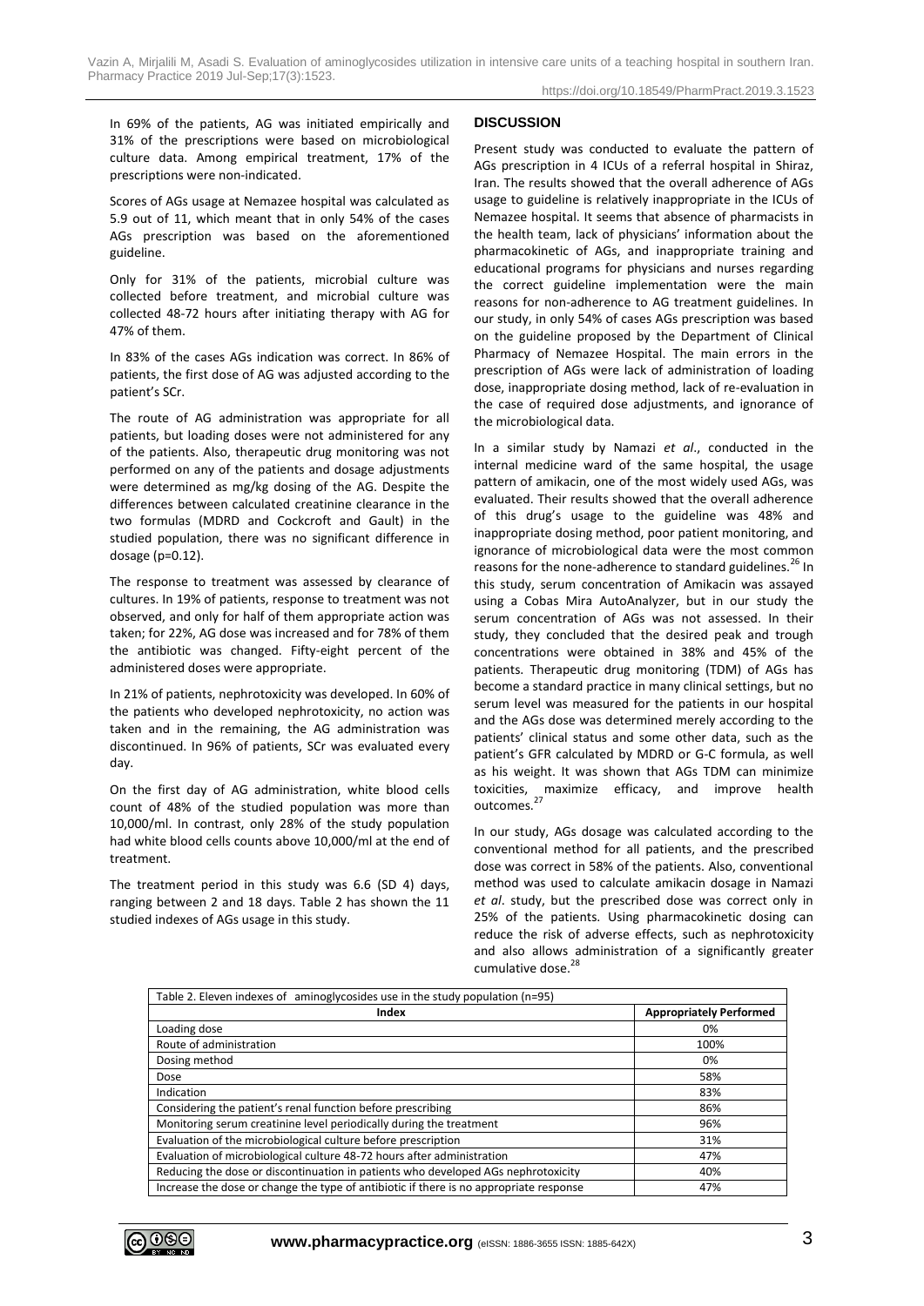In 69% of the patients, AG was initiated empirically and 31% of the prescriptions were based on microbiological culture data. Among empirical treatment, 17% of the prescriptions were non-indicated.

Scores of AGs usage at Nemazee hospital was calculated as 5.9 out of 11, which meant that in only 54% of the cases AGs prescription was based on the aforementioned guideline.

Only for 31% of the patients, microbial culture was collected before treatment, and microbial culture was collected 48-72 hours after initiating therapy with AG for 47% of them.

In 83% of the cases AGs indication was correct. In 86% of patients, the first dose of AG was adjusted according to the patient's SCr.

The route of AG administration was appropriate for all patients, but loading doses were not administered for any of the patients. Also, therapeutic drug monitoring was not performed on any of the patients and dosage adjustments were determined as mg/kg dosing of the AG. Despite the differences between calculated creatinine clearance in the two formulas (MDRD and Cockcroft and Gault) in the studied population, there was no significant difference in dosage ($p=0.12$).

The response to treatment was assessed by clearance of cultures. In 19% of patients, response to treatment was not observed, and only for half of them appropriate action was taken; for 22%, AG dose was increased and for 78% of them the antibiotic was changed. Fifty-eight percent of the administered doses were appropriate.

In 21% of patients, nephrotoxicity was developed. In 60% of the patients who developed nephrotoxicity, no action was taken and in the remaining, the AG administration was discontinued. In 96% of patients, SCr was evaluated every day.

On the first day of AG administration, white blood cells count of 48% of the studied population was more than 10,000/ml. In contrast, only 28% of the study population had white blood cells counts above 10,000/ml at the end of treatment.

The treatment period in this study was 6.6 (SD 4) days, ranging between 2 and 18 days. Table 2 has shown the 11 studied indexes of AGs usage in this study.

## DISCUSSION

Present study was conducted to evaluate the pattern of AGs prescription in 4 ICUs of a referral hospital in Shiraz, Iran. The results showed that the overall adherence of AGs usage to guideline is relatively inappropriate in the ICUs of Nemazee hospital. It seems that absence of pharmacists in the health team, lack of physicians' information about the pharmacokinetic of AGs, and inappropriate training and educational programs for physicians and nurses regarding the correct guideline implementation were the main reasons for non-adherence to AG treatment guidelines. In our study, in only 54% of cases AGs prescription was based on the guideline proposed by the Department of Clinical Pharmacy of Nemazee Hospital. The main errors in the prescription of AGs were lack of administration of loading dose, inappropriate dosing method, lack of re-evaluation in the case of required dose adjustments, and ignorance of the microbiological data.

In a similar study by Namazi *et al*., conducted in the internal medicine ward of the same hospital, the usage pattern of amikacin, one of the most widely used AGs, was evaluated. Their results showed that the overall adherence of this drug's usage to the guideline was 48% and inappropriate dosing method, poor patient monitoring, and ignorance of microbiological data were the most common reasons for the none-adherence to standard guidelines.[26] In this study, serum concentration of Amikacin was assayed using a Cobas Mira AutoAnalyzer, but in our study the serum concentration of AGs was not assessed. In their study, they concluded that the desired peak and trough concentrations were obtained in 38% and 45% of the patients. Therapeutic drug monitoring (TDM) of AGs has become a standard practice in many clinical settings, but no serum level was measured for the patients in our hospital and the AGs dose was determined merely according to the patients' clinical status and some other data, such as the patient's GFR calculated by MDRD or G-C formula, as well as his weight. It was shown that AGs TDM can minimize toxicities, maximize efficacy, and improve health outcomes.[27]

In our study, AGs dosage was calculated according to the conventional method for all patients, and the prescribed dose was correct in 58% of the patients. Also, conventional method was used to calculate amikacin dosage in Namazi *et al*. study, but the prescribed dose was correct only in 25% of the patients. Using pharmacokinetic dosing can reduce the risk of adverse effects, such as nephrotoxicity and also allows administration of a significantly greater cumulative dose.[28]

Table 2. Eleven indexes of aminoglycosides use in the study population (n=95)

| Index | Appropriately Performed |
|---|---|
| Loading dose | 0% |
| Route of administration | 100% |
| Dosing method | 0% |
| Dose | 58% |
| Indication | 83% |
| Considering the patient's renal function before prescribing | 86% |
| Monitoring serum creatinine level periodically during the treatment | 96% |
| Evaluation of the microbiological culture before prescription | 31% |
| Evaluation of microbiological culture 48-72 hours after administration | 47% |
| Reducing the dose or discontinuation in patients who developed AGs nephrotoxicity | 40% |
| Increase the dose or change the type of antibiotic if there is no appropriate response | 47% |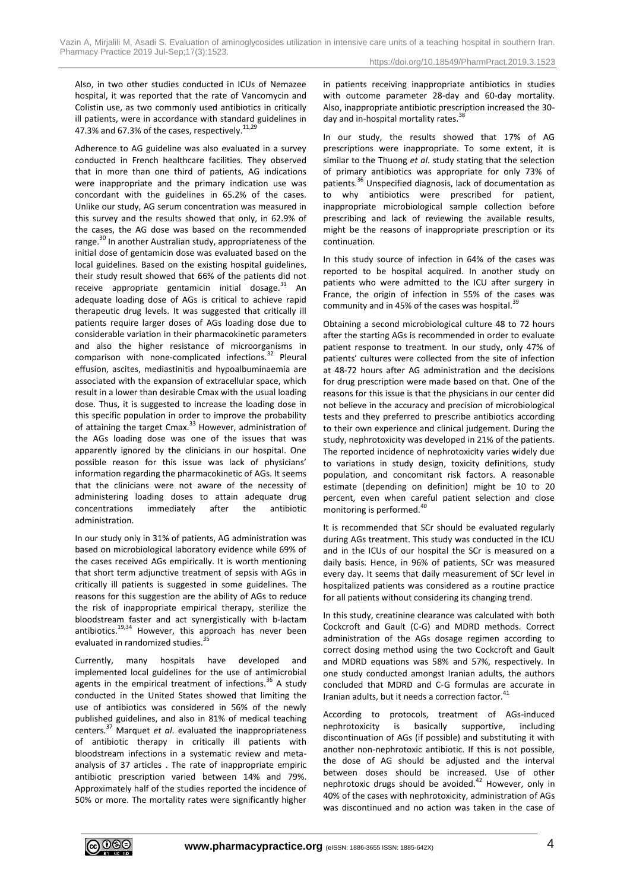Also, in two other studies conducted in ICUs of Nemazee hospital, it was reported that the rate of Vancomycin and Colistin use, as two commonly used antibiotics in critically ill patients, were in accordance with standard guidelines in 47.3% and 67.3% of the cases, respectively.[11,29]

Adherence to AG guideline was also evaluated in a survey conducted in French healthcare facilities. They observed that in more than one third of patients, AG indications were inappropriate and the primary indication use was concordant with the guidelines in 65.2% of the cases. Unlike our study, AG serum concentration was measured in this survey and the results showed that only, in 62.9% of the cases, the AG dose was based on the recommended range.[30] In another Australian study, appropriateness of the initial dose of gentamicin dose was evaluated based on the local guidelines. Based on the existing hospital guidelines, their study result showed that 66% of the patients did not receive appropriate gentamicin initial dosage.[31] An adequate loading dose of AGs is critical to achieve rapid therapeutic drug levels. It was suggested that critically ill patients require larger doses of AGs loading dose due to considerable variation in their pharmacokinetic parameters and also the higher resistance of microorganisms in comparison with none-complicated infections.[32] Pleural effusion, ascites, mediastinitis and hypoalbuminaemia are associated with the expansion of extracellular space, which result in a lower than desirable Cmax with the usual loading dose. Thus, it is suggested to increase the loading dose in this specific population in order to improve the probability of attaining the target Cmax.[33] However, administration of the AGs loading dose was one of the issues that was apparently ignored by the clinicians in our hospital. One possible reason for this issue was lack of physicians' information regarding the pharmacokinetic of AGs. It seems that the clinicians were not aware of the necessity of administering loading doses to attain adequate drug concentrations immediately after the antibiotic administration.

In our study only in 31% of patients, AG administration was based on microbiological laboratory evidence while 69% of the cases received AGs empirically. It is worth mentioning that short term adjunctive treatment of sepsis with AGs in critically ill patients is suggested in some guidelines. The reasons for this suggestion are the ability of AGs to reduce the risk of inappropriate empirical therapy, sterilize the bloodstream faster and act synergistically with b-lactam antibiotics.[19,34] However, this approach has never been evaluated in randomized studies.[35]

Currently, many hospitals have developed and implemented local guidelines for the use of antimicrobial agents in the empirical treatment of infections.[36] A study conducted in the United States showed that limiting the use of antibiotics was considered in 56% of the newly published guidelines, and also in 81% of medical teaching centers.[37] Marquet *et al*. evaluated the inappropriateness of antibiotic therapy in critically ill patients with bloodstream infections in a systematic review and meta-analysis of 37 articles . The rate of inappropriate empiric antibiotic prescription varied between 14% and 79%. Approximately half of the studies reported the incidence of 50% or more. The mortality rates were significantly higher in patients receiving inappropriate antibiotics in studies with outcome parameter 28-day and 60-day mortality. Also, inappropriate antibiotic prescription increased the 30-day and in-hospital mortality rates.[38]

In our study, the results showed that 17% of AG prescriptions were inappropriate. To some extent, it is similar to the Thuong *et al*. study stating that the selection of primary antibiotics was appropriate for only 73% of patients.[36] Unspecified diagnosis, lack of documentation as to why antibiotics were prescribed for patient, inappropriate microbiological sample collection before prescribing and lack of reviewing the available results, might be the reasons of inappropriate prescription or its continuation.

In this study source of infection in 64% of the cases was reported to be hospital acquired. In another study on patients who were admitted to the ICU after surgery in France, the origin of infection in 55% of the cases was community and in 45% of the cases was hospital.[39]

Obtaining a second microbiological culture 48 to 72 hours after the starting AGs is recommended in order to evaluate patient response to treatment. In our study, only 47% of patients' cultures were collected from the site of infection at 48-72 hours after AG administration and the decisions for drug prescription were made based on that. One of the reasons for this issue is that the physicians in our center did not believe in the accuracy and precision of microbiological tests and they preferred to prescribe antibiotics according to their own experience and clinical judgement. During the study, nephrotoxicity was developed in 21% of the patients. The reported incidence of nephrotoxicity varies widely due to variations in study design, toxicity definitions, study population, and concomitant risk factors. A reasonable estimate (depending on definition) might be 10 to 20 percent, even when careful patient selection and close monitoring is performed.[40]

It is recommended that SCr should be evaluated regularly during AGs treatment. This study was conducted in the ICU and in the ICUs of our hospital the SCr is measured on a daily basis. Hence, in 96% of patients, SCr was measured every day. It seems that daily measurement of SCr level in hospitalized patients was considered as a routine practice for all patients without considering its changing trend.

In this study, creatinine clearance was calculated with both Cockcroft and Gault (C-G) and MDRD methods. Correct administration of the AGs dosage regimen according to correct dosing method using the two Cockcroft and Gault and MDRD equations was 58% and 57%, respectively. In one study conducted amongst Iranian adults, the authors concluded that MDRD and C-G formulas are accurate in Iranian adults, but it needs a correction factor.[41]

According to protocols, treatment of AGs-induced nephrotoxicity is basically supportive, including discontinuation of AGs (if possible) and substituting it with another non-nephrotoxic antibiotic. If this is not possible, the dose of AG should be adjusted and the interval between doses should be increased. Use of other nephrotoxic drugs should be avoided.[42] However, only in 40% of the cases with nephrotoxicity, administration of AGs was discontinued and no action was taken in the case of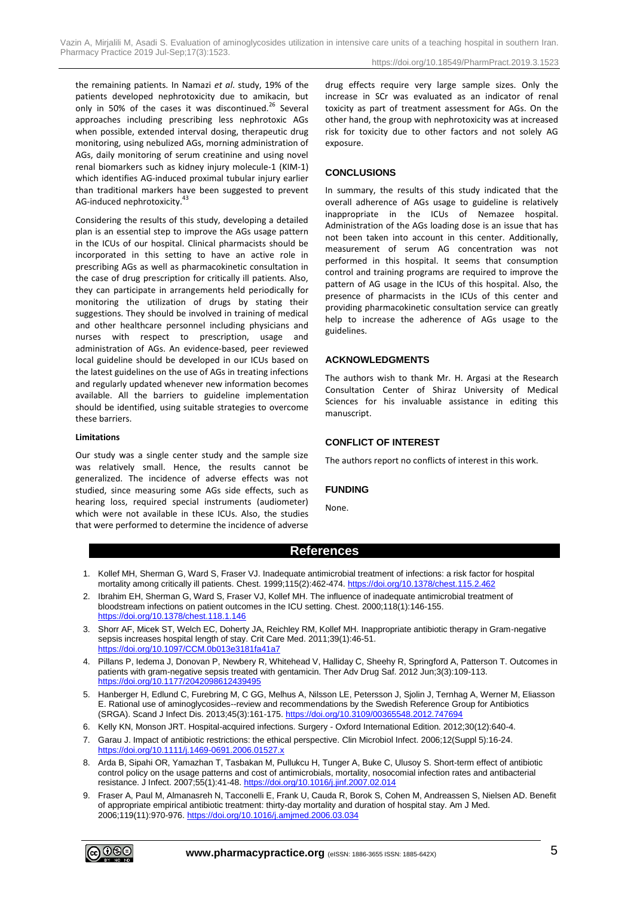the remaining patients. In Namazi *et al*. study, 19% of the patients developed nephrotoxicity due to amikacin, but only in 50% of the cases it was discontinued.[26] Several approaches including prescribing less nephrotoxic AGs when possible, extended interval dosing, therapeutic drug monitoring, using nebulized AGs, morning administration of AGs, daily monitoring of serum creatinine and using novel renal biomarkers such as kidney injury molecule-1 (KIM-1) which identifies AG-induced proximal tubular injury earlier than traditional markers have been suggested to prevent AG-induced nephrotoxicity.[43]

Considering the results of this study, developing a detailed plan is an essential step to improve the AGs usage pattern in the ICUs of our hospital. Clinical pharmacists should be incorporated in this setting to have an active role in prescribing AGs as well as pharmacokinetic consultation in the case of drug prescription for critically ill patients. Also, they can participate in arrangements held periodically for monitoring the utilization of drugs by stating their suggestions. They should be involved in training of medical and other healthcare personnel including physicians and nurses with respect to prescription, usage and administration of AGs. An evidence-based, peer reviewed local guideline should be developed in our ICUs based on the latest guidelines on the use of AGs in treating infections and regularly updated whenever new information becomes available. All the barriers to guideline implementation should be identified, using suitable strategies to overcome these barriers.

#### Limitations

Our study was a single center study and the sample size was relatively small. Hence, the results cannot be generalized. The incidence of adverse effects was not studied, since measuring some AGs side effects, such as hearing loss, required special instruments (audiometer) which were not available in these ICUs. Also, the studies that were performed to determine the incidence of adverse drug effects require very large sample sizes. Only the increase in SCr was evaluated as an indicator of renal toxicity as part of treatment assessment for AGs. On the other hand, the group with nephrotoxicity was at increased risk for toxicity due to other factors and not solely AG exposure.

## CONCLUSIONS

In summary, the results of this study indicated that the overall adherence of AGs usage to guideline is relatively inappropriate in the ICUs of Nemazee hospital. Administration of the AGs loading dose is an issue that has not been taken into account in this center. Additionally, measurement of serum AG concentration was not performed in this hospital. It seems that consumption control and training programs are required to improve the pattern of AG usage in the ICUs of this hospital. Also, the presence of pharmacists in the ICUs of this center and providing pharmacokinetic consultation service can greatly help to increase the adherence of AGs usage to the guidelines.

## ACKNOWLEDGMENTS

The authors wish to thank Mr. H. Argasi at the Research Consultation Center of Shiraz University of Medical Sciences for his invaluable assistance in editing this manuscript.

## CONFLICT OF INTEREST

The authors report no conflicts of interest in this work.

## FUNDING

None.

## References

1. Kollef MH, Sherman G, Ward S, Fraser VJ. Inadequate antimicrobial treatment of infections: a risk factor for hospital mortality among critically ill patients. Chest. 1999;115(2):462-474. https://doi.org/10.1378/chest.115.2.462
2. Ibrahim EH, Sherman G, Ward S, Fraser VJ, Kollef MH. The influence of inadequate antimicrobial treatment of bloodstream infections on patient outcomes in the ICU setting. Chest. 2000;118(1):146-155. https://doi.org/10.1378/chest.118.1.146
3. Shorr AF, Micek ST, Welch EC, Doherty JA, Reichley RM, Kollef MH. Inappropriate antibiotic therapy in Gram-negative sepsis increases hospital length of stay. Crit Care Med. 2011;39(1):46-51. https://doi.org/10.1097/CCM.0b013e3181fa41a7
4. Pillans P, Iedema J, Donovan P, Newbery R, Whitehead V, Halliday C, Sheehy R, Springford A, Patterson T. Outcomes in patients with gram-negative sepsis treated with gentamicin. Ther Adv Drug Saf. 2012 Jun;3(3):109-113. https://doi.org/10.1177/2042098612439495
5. Hanberger H, Edlund C, Furebring M, C GG, Melhus A, Nilsson LE, Petersson J, Sjolin J, Ternhag A, Werner M, Eliasson E. Rational use of aminoglycosides--review and recommendations by the Swedish Reference Group for Antibiotics (SRGA). Scand J Infect Dis. 2013;45(3):161-175. https://doi.org/10.3109/00365548.2012.747694
6. Kelly KN, Monson JRT. Hospital-acquired infections. Surgery - Oxford International Edition. 2012;30(12):640-4.
7. Garau J. Impact of antibiotic restrictions: the ethical perspective. Clin Microbiol Infect. 2006;12(Suppl 5):16-24. https://doi.org/10.1111/j.1469-0691.2006.01527.x
8. Arda B, Sipahi OR, Yamazhan T, Tasbakan M, Pullukcu H, Tunger A, Buke C, Ulusoy S. Short-term effect of antibiotic control policy on the usage patterns and cost of antimicrobials, mortality, nosocomial infection rates and antibacterial resistance. J Infect. 2007;55(1):41-48. https://doi.org/10.1016/j.jinf.2007.02.014
9. Fraser A, Paul M, Almanasreh N, Tacconelli E, Frank U, Cauda R, Borok S, Cohen M, Andreassen S, Nielsen AD. Benefit of appropriate empirical antibiotic treatment: thirty-day mortality and duration of hospital stay. Am J Med. 2006;119(11):970-976. https://doi.org/10.1016/j.amjmed.2006.03.034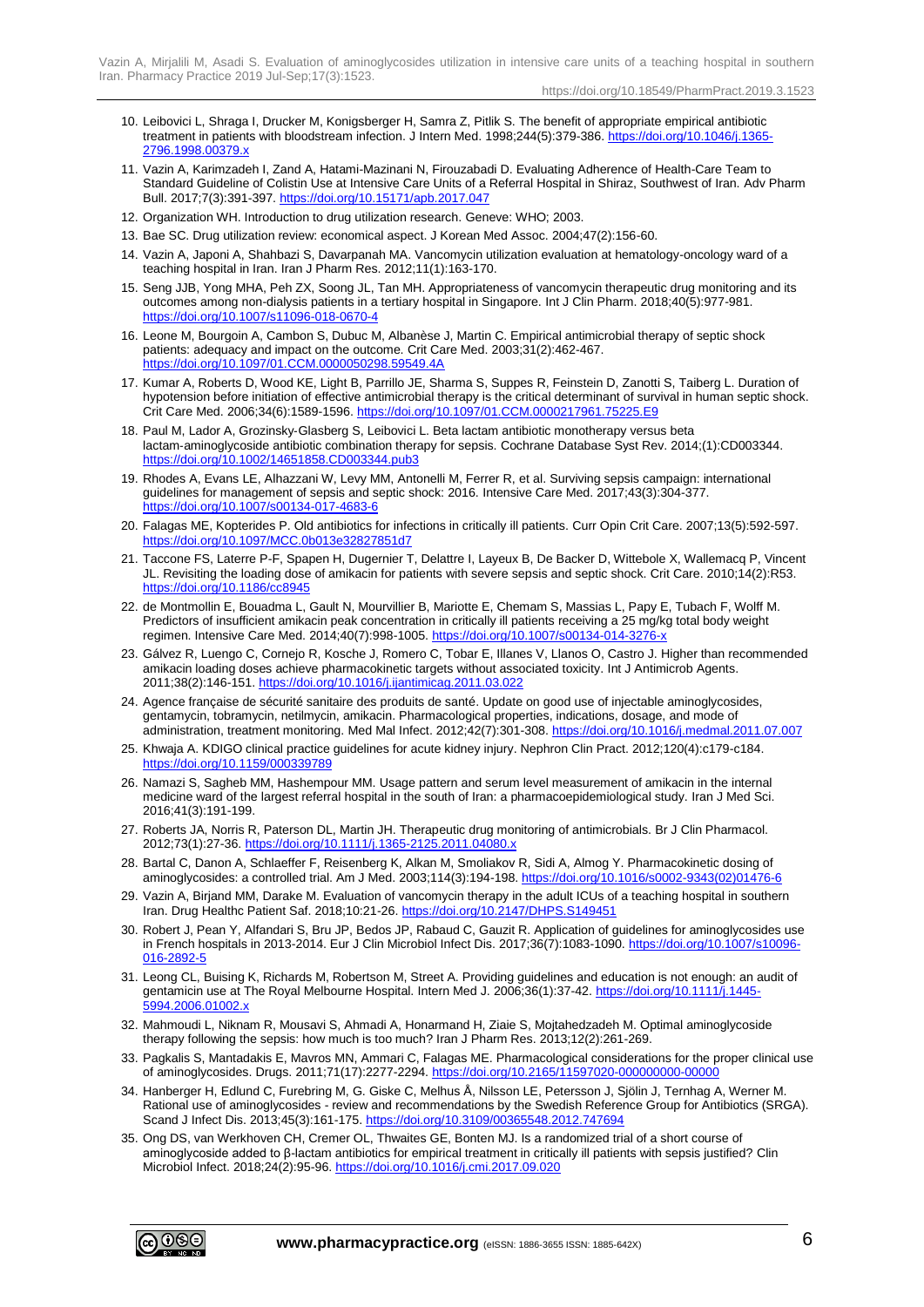10. Leibovici L, Shraga I, Drucker M, Konigsberger H, Samra Z, Pitlik S. The benefit of appropriate empirical antibiotic treatment in patients with bloodstream infection. J Intern Med. 1998;244(5):379-386. https://doi.org/10.1046/j.1365-2796.1998.00379.x
11. Vazin A, Karimzadeh I, Zand A, Hatami-Mazinani N, Firouzabadi D. Evaluating Adherence of Health-Care Team to Standard Guideline of Colistin Use at Intensive Care Units of a Referral Hospital in Shiraz, Southwest of Iran. Adv Pharm Bull. 2017;7(3):391-397. https://doi.org/10.15171/apb.2017.047
12. Organization WH. Introduction to drug utilization research. Geneve: WHO; 2003.
13. Bae SC. Drug utilization review: economical aspect. J Korean Med Assoc. 2004;47(2):156-60.
14. Vazin A, Japoni A, Shahbazi S, Davarpanah MA. Vancomycin utilization evaluation at hematology-oncology ward of a teaching hospital in Iran. Iran J Pharm Res. 2012;11(1):163-170.
15. Seng JJB, Yong MHA, Peh ZX, Soong JL, Tan MH. Appropriateness of vancomycin therapeutic drug monitoring and its outcomes among non-dialysis patients in a tertiary hospital in Singapore. Int J Clin Pharm. 2018;40(5):977-981. https://doi.org/10.1007/s11096-018-0670-4
16. Leone M, Bourgoin A, Cambon S, Dubuc M, Albanèse J, Martin C. Empirical antimicrobial therapy of septic shock patients: adequacy and impact on the outcome. Crit Care Med. 2003;31(2):462-467. https://doi.org/10.1097/01.CCM.0000050298.59549.4A
17. Kumar A, Roberts D, Wood KE, Light B, Parrillo JE, Sharma S, Suppes R, Feinstein D, Zanotti S, Taiberg L. Duration of hypotension before initiation of effective antimicrobial therapy is the critical determinant of survival in human septic shock. Crit Care Med. 2006;34(6):1589-1596. https://doi.org/10.1097/01.CCM.0000217961.75225.E9
18. Paul M, Lador A, Grozinsky-Glasberg S, Leibovici L. Beta lactam antibiotic monotherapy versus beta lactam-aminoglycoside antibiotic combination therapy for sepsis. Cochrane Database Syst Rev. 2014;(1):CD003344. https://doi.org/10.1002/14651858.CD003344.pub3
19. Rhodes A, Evans LE, Alhazzani W, Levy MM, Antonelli M, Ferrer R, et al. Surviving sepsis campaign: international guidelines for management of sepsis and septic shock: 2016. Intensive Care Med. 2017;43(3):304-377. https://doi.org/10.1007/s00134-017-4683-6
20. Falagas ME, Kopterides P. Old antibiotics for infections in critically ill patients. Curr Opin Crit Care. 2007;13(5):592-597. https://doi.org/10.1097/MCC.0b013e32827851d7
21. Taccone FS, Laterre P-F, Spapen H, Dugernier T, Delattre I, Layeux B, De Backer D, Wittebole X, Wallemacq P, Vincent JL. Revisiting the loading dose of amikacin for patients with severe sepsis and septic shock. Crit Care. 2010;14(2):R53. https://doi.org/10.1186/cc8945
22. de Montmollin E, Bouadma L, Gault N, Mourvillier B, Mariotte E, Chemam S, Massias L, Papy E, Tubach F, Wolff M. Predictors of insufficient amikacin peak concentration in critically ill patients receiving a 25 mg/kg total body weight regimen. Intensive Care Med. 2014;40(7):998-1005. https://doi.org/10.1007/s00134-014-3276-x
23. Gálvez R, Luengo C, Cornejo R, Kosche J, Romero C, Tobar E, Illanes V, Llanos O, Castro J. Higher than recommended amikacin loading doses achieve pharmacokinetic targets without associated toxicity. Int J Antimicrob Agents. 2011;38(2):146-151. https://doi.org/10.1016/j.ijantimicag.2011.03.022
24. Agence française de sécurité sanitaire des produits de santé. Update on good use of injectable aminoglycosides, gentamycin, tobramycin, netilmycin, amikacin. Pharmacological properties, indications, dosage, and mode of administration, treatment monitoring. Med Mal Infect. 2012;42(7):301-308. https://doi.org/10.1016/j.medmal.2011.07.007
25. Khwaja A. KDIGO clinical practice guidelines for acute kidney injury. Nephron Clin Pract. 2012;120(4):c179-c184. https://doi.org/10.1159/000339789
26. Namazi S, Sagheb MM, Hashempour MM. Usage pattern and serum level measurement of amikacin in the internal medicine ward of the largest referral hospital in the south of Iran: a pharmacoepidemiological study. Iran J Med Sci. 2016;41(3):191-199.
27. Roberts JA, Norris R, Paterson DL, Martin JH. Therapeutic drug monitoring of antimicrobials. Br J Clin Pharmacol. 2012;73(1):27-36. https://doi.org/10.1111/j.1365-2125.2011.04080.x
28. Bartal C, Danon A, Schlaeffer F, Reisenberg K, Alkan M, Smoliakov R, Sidi A, Almog Y. Pharmacokinetic dosing of aminoglycosides: a controlled trial. Am J Med. 2003;114(3):194-198. https://doi.org/10.1016/s0002-9343(02)01476-6
29. Vazin A, Birjand MM, Darake M. Evaluation of vancomycin therapy in the adult ICUs of a teaching hospital in southern Iran. Drug Healthc Patient Saf. 2018;10:21-26. https://doi.org/10.2147/DHPS.S149451
30. Robert J, Pean Y, Alfandari S, Bru JP, Bedos JP, Rabaud C, Gauzit R. Application of guidelines for aminoglycosides use in French hospitals in 2013-2014. Eur J Clin Microbiol Infect Dis. 2017;36(7):1083-1090. https://doi.org/10.1007/s10096-016-2892-5
31. Leong CL, Buising K, Richards M, Robertson M, Street A. Providing guidelines and education is not enough: an audit of gentamicin use at The Royal Melbourne Hospital. Intern Med J. 2006;36(1):37-42. https://doi.org/10.1111/j.1445-5994.2006.01002.x
32. Mahmoudi L, Niknam R, Mousavi S, Ahmadi A, Honarmand H, Ziaie S, Mojtahedzadeh M. Optimal aminoglycoside therapy following the sepsis: how much is too much? Iran J Pharm Res. 2013;12(2):261-269.
33. Pagkalis S, Mantadakis E, Mavros MN, Ammari C, Falagas ME. Pharmacological considerations for the proper clinical use of aminoglycosides. Drugs. 2011;71(17):2277-2294. https://doi.org/10.2165/11597020-000000000-00000
34. Hanberger H, Edlund C, Furebring M, G. Giske C, Melhus Å, Nilsson LE, Petersson J, Sjölin J, Ternhag A, Werner M. Rational use of aminoglycosides - review and recommendations by the Swedish Reference Group for Antibiotics (SRGA). Scand J Infect Dis. 2013;45(3):161-175. https://doi.org/10.3109/00365548.2012.747694
35. Ong DS, van Werkhoven CH, Cremer OL, Thwaites GE, Bonten MJ. Is a randomized trial of a short course of aminoglycoside added to β-lactam antibiotics for empirical treatment in critically ill patients with sepsis justified? Clin Microbiol Infect. 2018;24(2):95-96. https://doi.org/10.1016/j.cmi.2017.09.020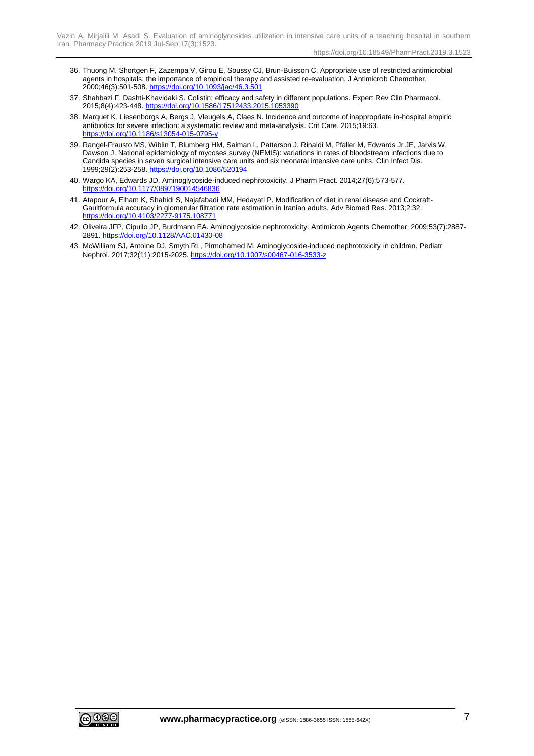36. Thuong M, Shortgen F, Zazempa V, Girou E, Soussy CJ, Brun-Buisson C. Appropriate use of restricted antimicrobial agents in hospitals: the importance of empirical therapy and assisted re-evaluation. J Antimicrob Chemother. 2000;46(3):501-508. https://doi.org/10.1093/jac/46.3.501
37. Shahbazi F, Dashti-Khavidaki S. Colistin: efficacy and safety in different populations. Expert Rev Clin Pharmacol. 2015;8(4):423-448. https://doi.org/10.1586/17512433.2015.1053390
38. Marquet K, Liesenborgs A, Bergs J, Vleugels A, Claes N. Incidence and outcome of inappropriate in-hospital empiric antibiotics for severe infection: a systematic review and meta-analysis. Crit Care. 2015;19:63. https://doi.org/10.1186/s13054-015-0795-y
39. Rangel-Frausto MS, Wiblin T, Blumberg HM, Saiman L, Patterson J, Rinaldi M, Pfaller M, Edwards Jr JE, Jarvis W, Dawson J. National epidemiology of mycoses survey (NEMIS): variations in rates of bloodstream infections due to Candida species in seven surgical intensive care units and six neonatal intensive care units. Clin Infect Dis. 1999;29(2):253-258. https://doi.org/10.1086/520194
40. Wargo KA, Edwards JD. Aminoglycoside-induced nephrotoxicity. J Pharm Pract. 2014;27(6):573-577. https://doi.org/10.1177/0897190014546836
41. Atapour A, Elham K, Shahidi S, Najafabadi MM, Hedayati P. Modification of diet in renal disease and Cockraft-Gaultformula accuracy in glomerular filtration rate estimation in Iranian adults. Adv Biomed Res. 2013;2:32. https://doi.org/10.4103/2277-9175.108771
42. Oliveira JFP, Cipullo JP, Burdmann EA. Aminoglycoside nephrotoxicity. Antimicrob Agents Chemother. 2009;53(7):2887-2891. https://doi.org/10.1128/AAC.01430-08
43. McWilliam SJ, Antoine DJ, Smyth RL, Pirmohamed M. Aminoglycoside-induced nephrotoxicity in children. Pediatr Nephrol. 2017;32(11):2015-2025. https://doi.org/10.1007/s00467-016-3533-z